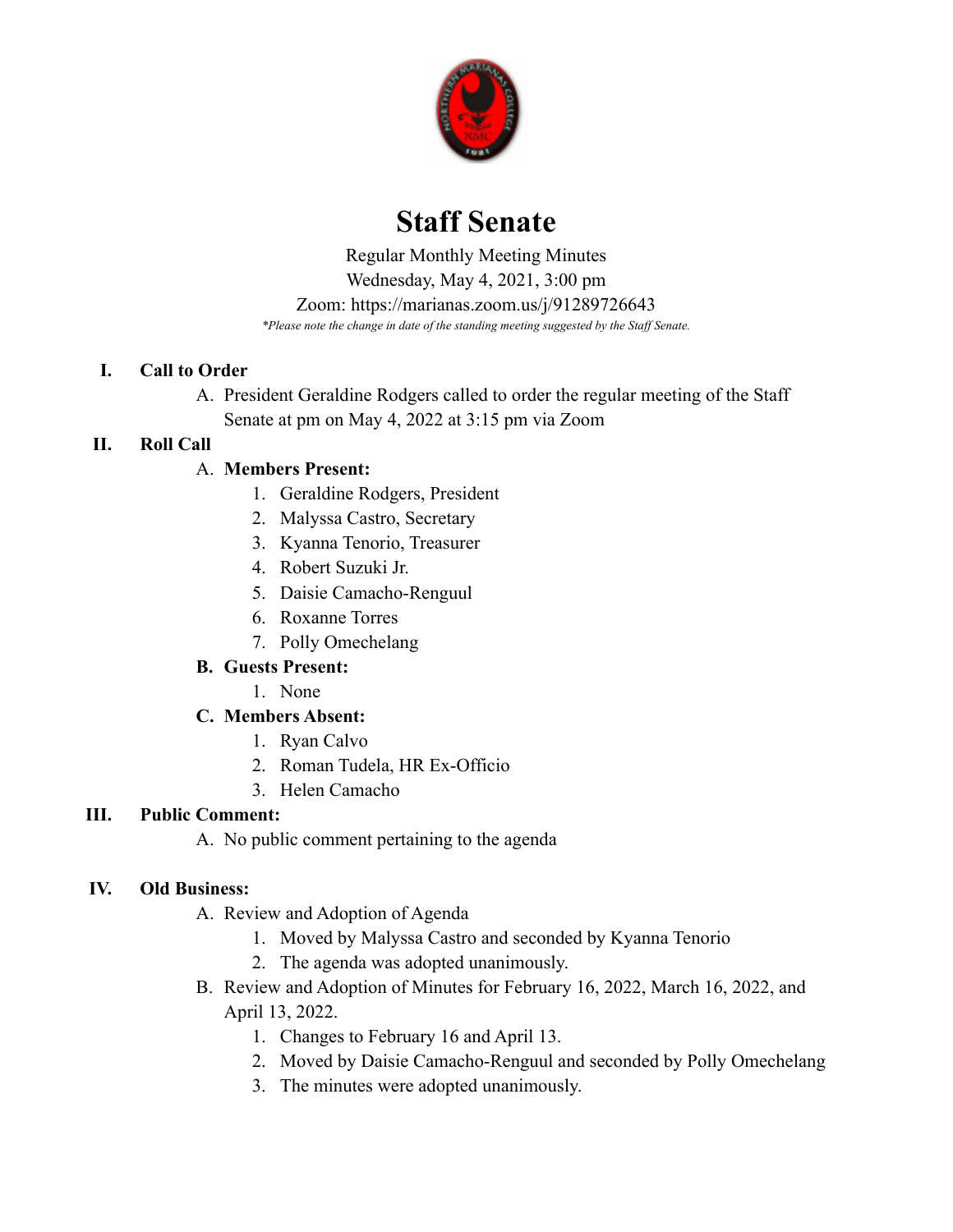# Staff Senate

Regular Monthly Meeting Minutes
Wednesday, May 4, 2021, 3:00 pm
Zoom: https://marianas.zoom.us/j/91289726643
*\*Please note the change in date of the standing meeting suggested by the Staff Senate.*

## I. Call to Order

A. President Geraldine Rodgers called to order the regular meeting of the Staff Senate at pm on May 4, 2022 at 3:15 pm via Zoom

## II. Roll Call

A. **Members Present:**
1. Geraldine Rodgers, President
2. Malyssa Castro, Secretary
3. Kyanna Tenorio, Treasurer
4. Robert Suzuki Jr.
5. Daisie Camacho-Renguul
6. Roxanne Torres
7. Polly Omechelang

B. **Guests Present:**
1. None

C. **Members Absent:**
1. Ryan Calvo
2. Roman Tudela, HR Ex-Officio
3. Helen Camacho

## III. Public Comment:

A. No public comment pertaining to the agenda

## IV. Old Business:

A. Review and Adoption of Agenda
1. Moved by Malyssa Castro and seconded by Kyanna Tenorio
2. The agenda was adopted unanimously.

B. Review and Adoption of Minutes for February 16, 2022, March 16, 2022, and April 13, 2022.
1. Changes to February 16 and April 13.
2. Moved by Daisie Camacho-Renguul and seconded by Polly Omechelang
3. The minutes were adopted unanimously.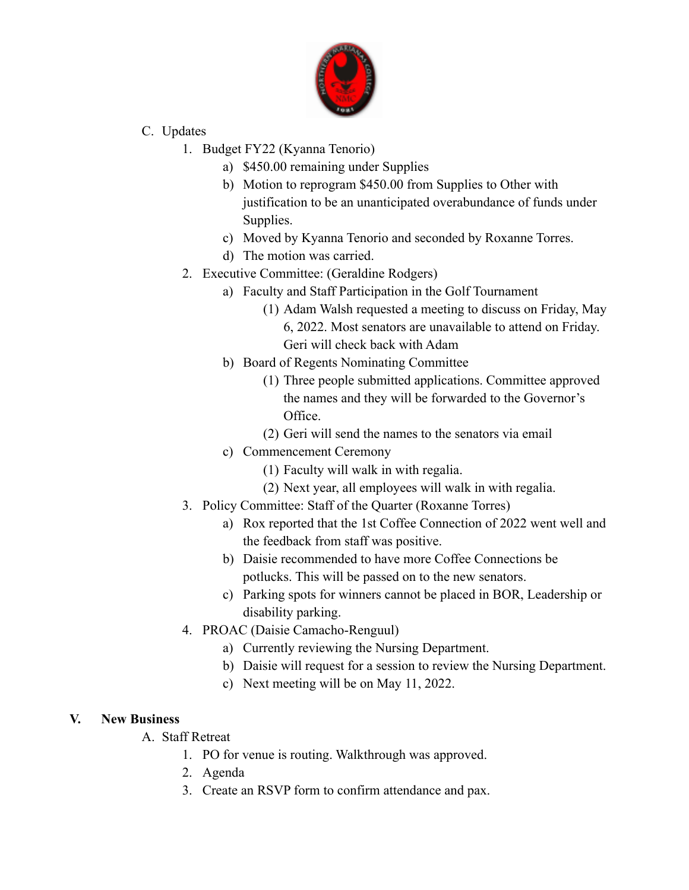C. Updates

1. Budget FY22 (Kyanna Tenorio)
    a) $450.00 remaining under Supplies
    b) Motion to reprogram $450.00 from Supplies to Other with justification to be an unanticipated overabundance of funds under Supplies.
    c) Moved by Kyanna Tenorio and seconded by Roxanne Torres.
    d) The motion was carried.
2. Executive Committee: (Geraldine Rodgers)
    a) Faculty and Staff Participation in the Golf Tournament
        (1) Adam Walsh requested a meeting to discuss on Friday, May 6, 2022. Most senators are unavailable to attend on Friday. Geri will check back with Adam
    b) Board of Regents Nominating Committee
        (1) Three people submitted applications. Committee approved the names and they will be forwarded to the Governor's Office.
        (2) Geri will send the names to the senators via email
    c) Commencement Ceremony
        (1) Faculty will walk in with regalia.
        (2) Next year, all employees will walk in with regalia.
3. Policy Committee: Staff of the Quarter (Roxanne Torres)
    a) Rox reported that the 1st Coffee Connection of 2022 went well and the feedback from staff was positive.
    b) Daisie recommended to have more Coffee Connections be potlucks. This will be passed on to the new senators.
    c) Parking spots for winners cannot be placed in BOR, Leadership or disability parking.
4. PROAC (Daisie Camacho-Renguul)
    a) Currently reviewing the Nursing Department.
    b) Daisie will request for a session to review the Nursing Department.
    c) Next meeting will be on May 11, 2022.

## V. New Business

A. Staff Retreat

1. PO for venue is routing. Walkthrough was approved.
2. Agenda
3. Create an RSVP form to confirm attendance and pax.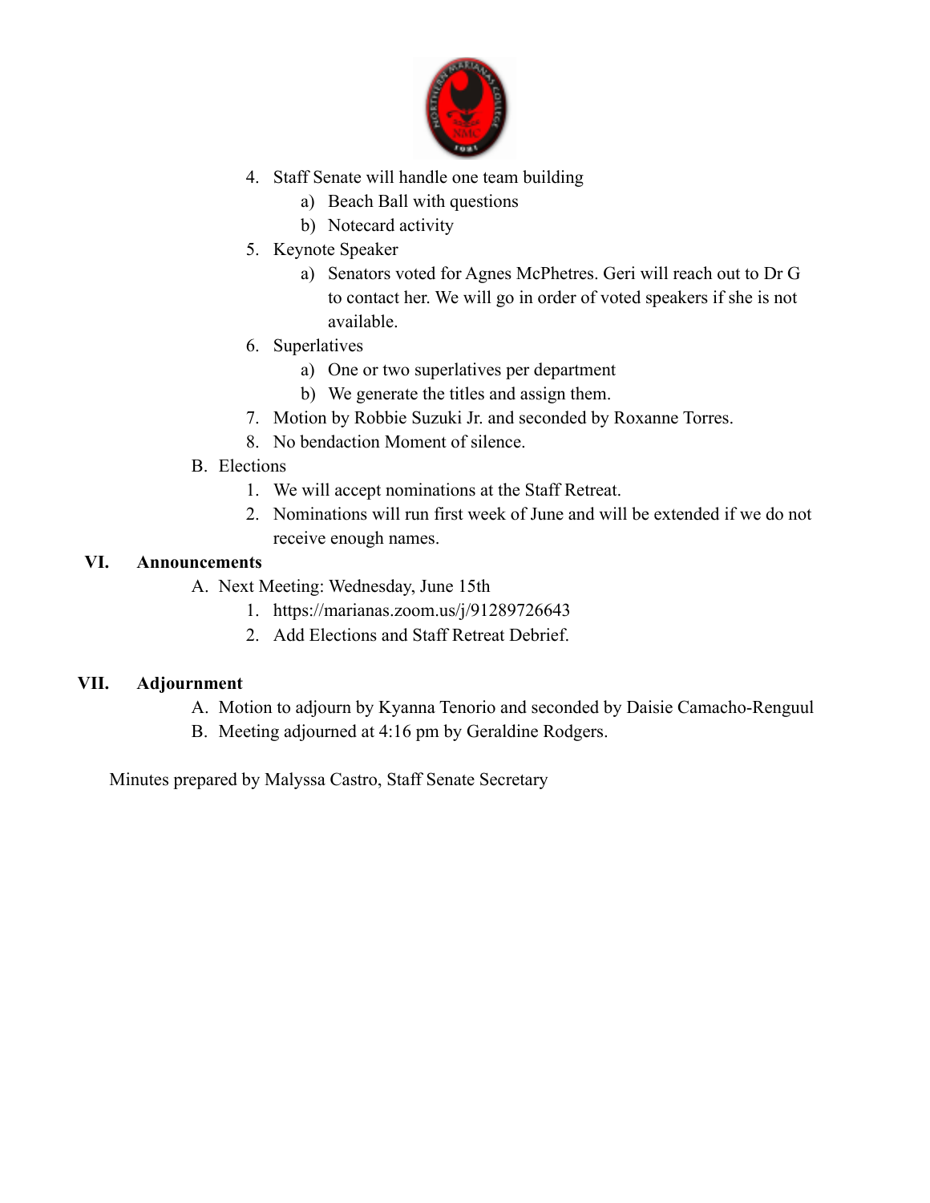4. Staff Senate will handle one team building
    a) Beach Ball with questions
    b) Notecard activity
5. Keynote Speaker
    a) Senators voted for Agnes McPhetres. Geri will reach out to Dr G to contact her. We will go in order of voted speakers if she is not available.
6. Superlatives
    a) One or two superlatives per department
    b) We generate the titles and assign them.
7. Motion by Robbie Suzuki Jr. and seconded by Roxanne Torres.
8. No bendaction Moment of silence.

B. Elections
1. We will accept nominations at the Staff Retreat.
2. Nominations will run first week of June and will be extended if we do not receive enough names.

## VI. Announcements

A. Next Meeting: Wednesday, June 15th
1. https://marianas.zoom.us/j/91289726643
2. Add Elections and Staff Retreat Debrief.

## VII. Adjournment

A. Motion to adjourn by Kyanna Tenorio and seconded by Daisie Camacho-Renguul
B. Meeting adjourned at 4:16 pm by Geraldine Rodgers.

Minutes prepared by Malyssa Castro, Staff Senate Secretary